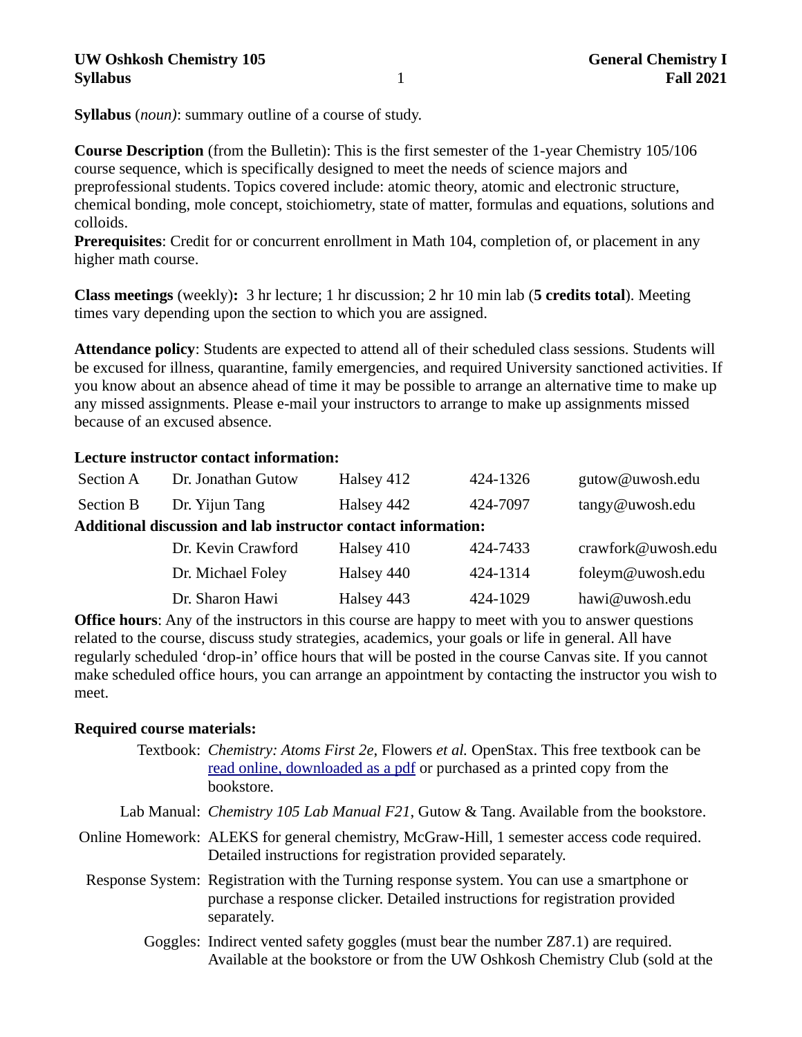**Syllabus** (*noun)*: summary outline of a course of study.

**Course Description** (from the Bulletin): This is the first semester of the 1-year Chemistry 105/106 course sequence, which is specifically designed to meet the needs of science majors and preprofessional students. Topics covered include: atomic theory, atomic and electronic structure, chemical bonding, mole concept, stoichiometry, state of matter, formulas and equations, solutions and colloids.
**Prerequisites**: Credit for or concurrent enrollment in Math 104, completion of, or placement in any higher math course.

**Class meetings** (weekly)**:** 3 hr lecture; 1 hr discussion; 2 hr 10 min lab (**5 credits total**). Meeting times vary depending upon the section to which you are assigned.

**Attendance policy**: Students are expected to attend all of their scheduled class sessions. Students will be excused for illness, quarantine, family emergencies, and required University sanctioned activities. If you know about an absence ahead of time it may be possible to arrange an alternative time to make up any missed assignments. Please e-mail your instructors to arrange to make up assignments missed because of an excused absence.

**Lecture instructor contact information:**

| | | | | |
|---|---|---|---|---|
| Section A | Dr. Jonathan Gutow | Halsey 412 | 424-1326 | gutow@uwosh.edu |
| Section B | Dr. Yijun Tang | Halsey 442 | 424-7097 | tangy@uwosh.edu |

**Additional discussion and lab instructor contact information:**

| | | | |
|---|---|---|---|
| Dr. Kevin Crawford | Halsey 410 | 424-7433 | crawfork@uwosh.edu |
| Dr. Michael Foley | Halsey 440 | 424-1314 | foleym@uwosh.edu |
| Dr. Sharon Hawi | Halsey 443 | 424-1029 | hawi@uwosh.edu |

**Office hours**: Any of the instructors in this course are happy to meet with you to answer questions related to the course, discuss study strategies, academics, your goals or life in general. All have regularly scheduled 'drop-in' office hours that will be posted in the course Canvas site. If you cannot make scheduled office hours, you can arrange an appointment by contacting the instructor you wish to meet.

**Required course materials:**

- Textbook: *Chemistry: Atoms First 2e*, Flowers *et al.* OpenStax. This free textbook can be read online, downloaded as a pdf or purchased as a printed copy from the bookstore.
- Lab Manual: *Chemistry 105 Lab Manual F21*, Gutow & Tang. Available from the bookstore.
- Online Homework: ALEKS for general chemistry, McGraw-Hill, 1 semester access code required. Detailed instructions for registration provided separately.
- Response System: Registration with the Turning response system. You can use a smartphone or purchase a response clicker. Detailed instructions for registration provided separately.
- Goggles: Indirect vented safety goggles (must bear the number Z87.1) are required. Available at the bookstore or from the UW Oshkosh Chemistry Club (sold at the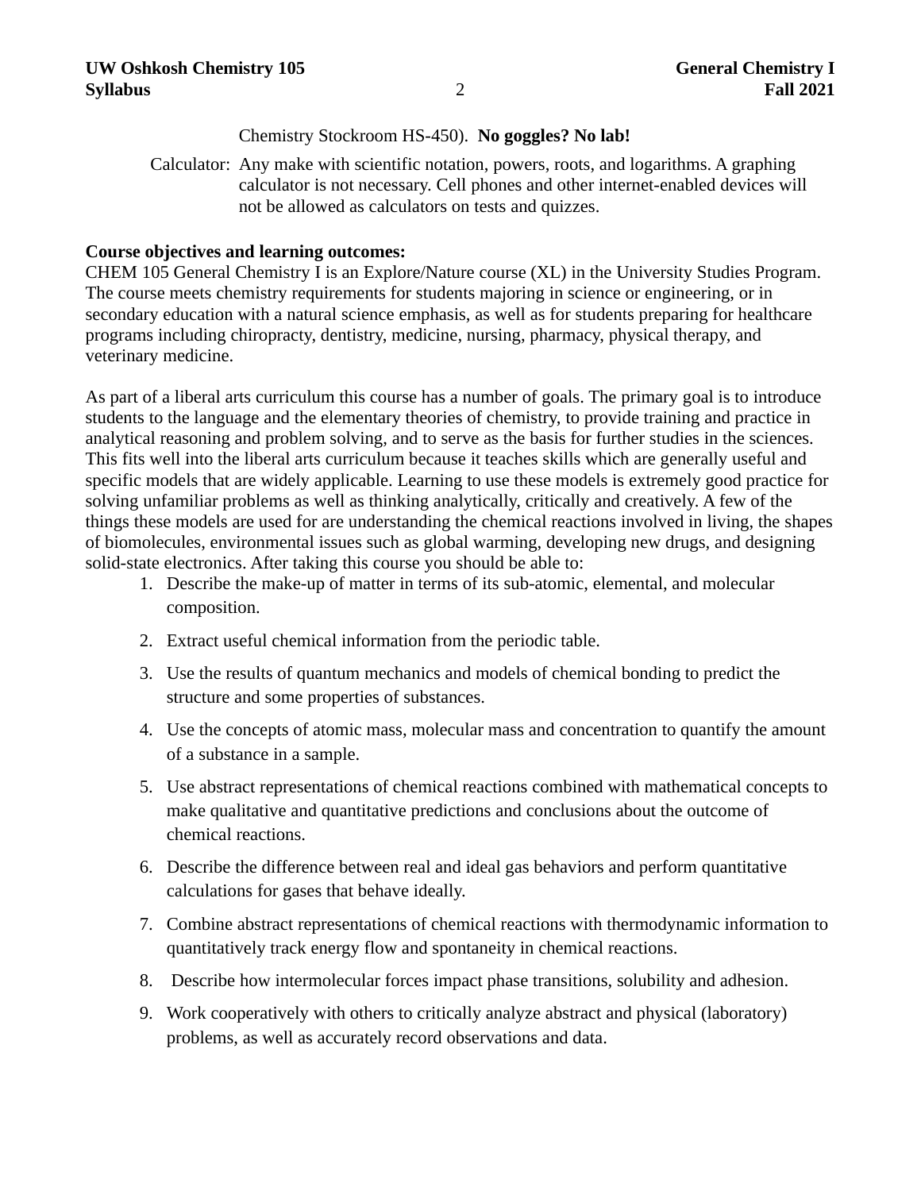Chemistry Stockroom HS-450). **No goggles? No lab!**

Calculator: Any make with scientific notation, powers, roots, and logarithms. A graphing calculator is not necessary. Cell phones and other internet-enabled devices will not be allowed as calculators on tests and quizzes.

**Course objectives and learning outcomes:**

CHEM 105 General Chemistry I is an Explore/Nature course (XL) in the University Studies Program. The course meets chemistry requirements for students majoring in science or engineering, or in secondary education with a natural science emphasis, as well as for students preparing for healthcare programs including chiropracty, dentistry, medicine, nursing, pharmacy, physical therapy, and veterinary medicine.

As part of a liberal arts curriculum this course has a number of goals. The primary goal is to introduce students to the language and the elementary theories of chemistry, to provide training and practice in analytical reasoning and problem solving, and to serve as the basis for further studies in the sciences. This fits well into the liberal arts curriculum because it teaches skills which are generally useful and specific models that are widely applicable. Learning to use these models is extremely good practice for solving unfamiliar problems as well as thinking analytically, critically and creatively. A few of the things these models are used for are understanding the chemical reactions involved in living, the shapes of biomolecules, environmental issues such as global warming, developing new drugs, and designing solid-state electronics. After taking this course you should be able to:

1. Describe the make-up of matter in terms of its sub-atomic, elemental, and molecular composition.
2. Extract useful chemical information from the periodic table.
3. Use the results of quantum mechanics and models of chemical bonding to predict the structure and some properties of substances.
4. Use the concepts of atomic mass, molecular mass and concentration to quantify the amount of a substance in a sample.
5. Use abstract representations of chemical reactions combined with mathematical concepts to make qualitative and quantitative predictions and conclusions about the outcome of chemical reactions.
6. Describe the difference between real and ideal gas behaviors and perform quantitative calculations for gases that behave ideally.
7. Combine abstract representations of chemical reactions with thermodynamic information to quantitatively track energy flow and spontaneity in chemical reactions.
8. Describe how intermolecular forces impact phase transitions, solubility and adhesion.
9. Work cooperatively with others to critically analyze abstract and physical (laboratory) problems, as well as accurately record observations and data.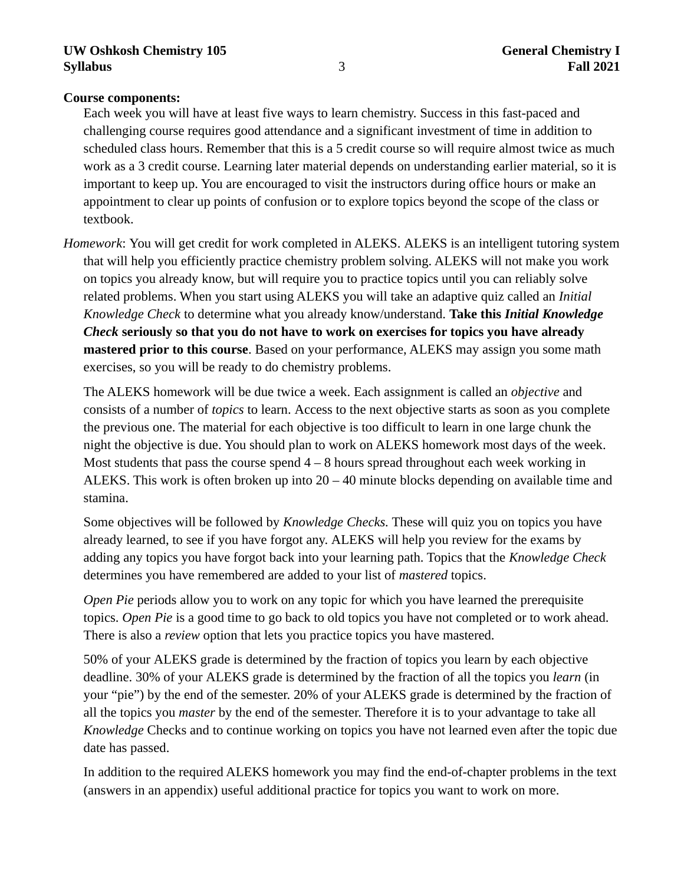**Course components:**

Each week you will have at least five ways to learn chemistry. Success in this fast-paced and challenging course requires good attendance and a significant investment of time in addition to scheduled class hours. Remember that this is a 5 credit course so will require almost twice as much work as a 3 credit course. Learning later material depends on understanding earlier material, so it is important to keep up. You are encouraged to visit the instructors during office hours or make an appointment to clear up points of confusion or to explore topics beyond the scope of the class or textbook.

*Homework*: You will get credit for work completed in ALEKS. ALEKS is an intelligent tutoring system that will help you efficiently practice chemistry problem solving. ALEKS will not make you work on topics you already know, but will require you to practice topics until you can reliably solve related problems. When you start using ALEKS you will take an adaptive quiz called an *Initial Knowledge Check* to determine what you already know/understand. **Take this *Initial Knowledge Check* seriously so that you do not have to work on exercises for topics you have already mastered prior to this course**. Based on your performance, ALEKS may assign you some math exercises, so you will be ready to do chemistry problems.

The ALEKS homework will be due twice a week. Each assignment is called an *objective* and consists of a number of *topics* to learn. Access to the next objective starts as soon as you complete the previous one. The material for each objective is too difficult to learn in one large chunk the night the objective is due. You should plan to work on ALEKS homework most days of the week. Most students that pass the course spend 4 – 8 hours spread throughout each week working in ALEKS. This work is often broken up into 20 – 40 minute blocks depending on available time and stamina.

Some objectives will be followed by *Knowledge Checks.* These will quiz you on topics you have already learned, to see if you have forgot any. ALEKS will help you review for the exams by adding any topics you have forgot back into your learning path. Topics that the *Knowledge Check* determines you have remembered are added to your list of *mastered* topics.

*Open Pie* periods allow you to work on any topic for which you have learned the prerequisite topics. *Open Pie* is a good time to go back to old topics you have not completed or to work ahead. There is also a *review* option that lets you practice topics you have mastered.

50% of your ALEKS grade is determined by the fraction of topics you learn by each objective deadline. 30% of your ALEKS grade is determined by the fraction of all the topics you *learn* (in your "pie") by the end of the semester. 20% of your ALEKS grade is determined by the fraction of all the topics you *master* by the end of the semester. Therefore it is to your advantage to take all *Knowledge* Checks and to continue working on topics you have not learned even after the topic due date has passed.

In addition to the required ALEKS homework you may find the end-of-chapter problems in the text (answers in an appendix) useful additional practice for topics you want to work on more.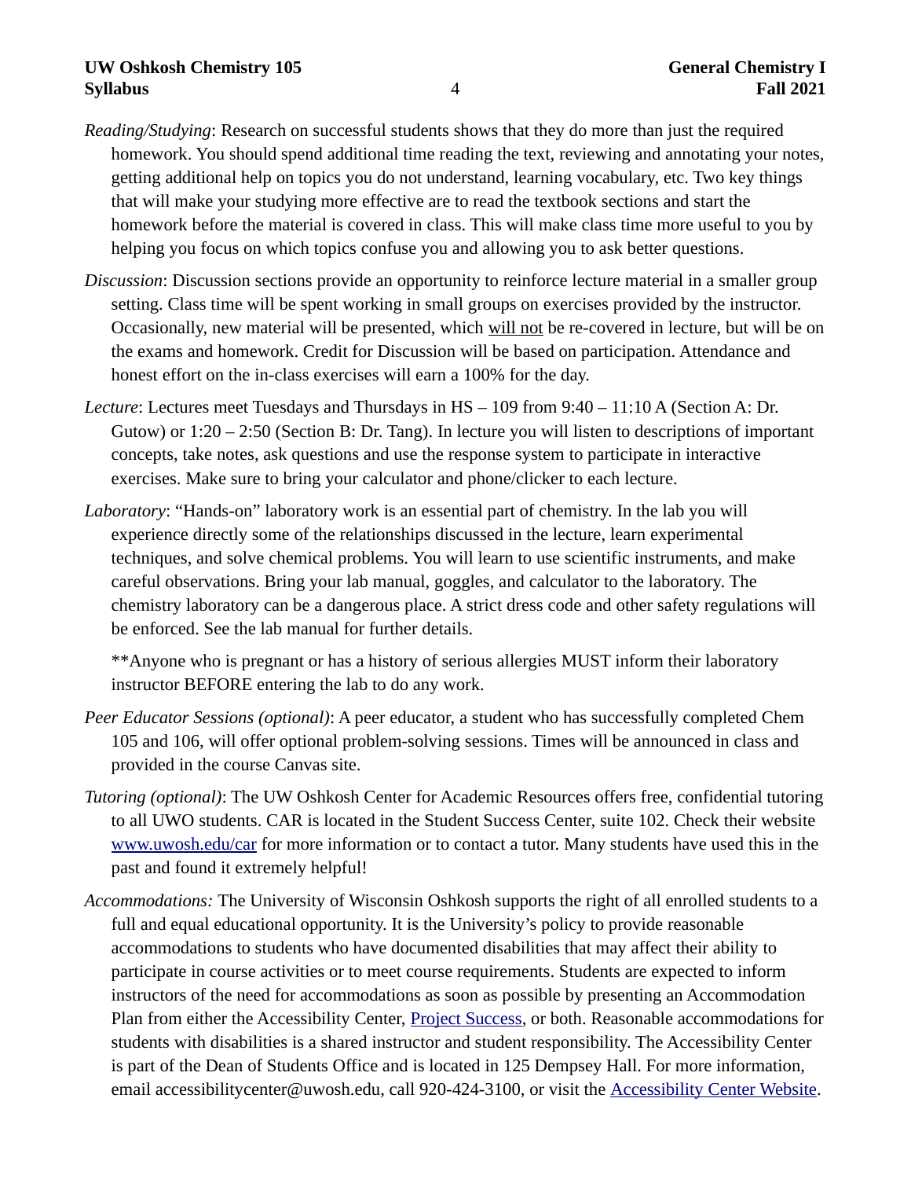*Reading/Studying*: Research on successful students shows that they do more than just the required homework. You should spend additional time reading the text, reviewing and annotating your notes, getting additional help on topics you do not understand, learning vocabulary, etc. Two key things that will make your studying more effective are to read the textbook sections and start the homework before the material is covered in class. This will make class time more useful to you by helping you focus on which topics confuse you and allowing you to ask better questions.

*Discussion*: Discussion sections provide an opportunity to reinforce lecture material in a smaller group setting. Class time will be spent working in small groups on exercises provided by the instructor. Occasionally, new material will be presented, which <u>will not</u> be re-covered in lecture, but will be on the exams and homework. Credit for Discussion will be based on participation. Attendance and honest effort on the in-class exercises will earn a 100% for the day.

*Lecture*: Lectures meet Tuesdays and Thursdays in HS – 109 from 9:40 – 11:10 A (Section A: Dr. Gutow) or 1:20 – 2:50 (Section B: Dr. Tang). In lecture you will listen to descriptions of important concepts, take notes, ask questions and use the response system to participate in interactive exercises. Make sure to bring your calculator and phone/clicker to each lecture.

*Laboratory*: "Hands-on" laboratory work is an essential part of chemistry. In the lab you will experience directly some of the relationships discussed in the lecture, learn experimental techniques, and solve chemical problems. You will learn to use scientific instruments, and make careful observations. Bring your lab manual, goggles, and calculator to the laboratory. The chemistry laboratory can be a dangerous place. A strict dress code and other safety regulations will be enforced. See the lab manual for further details.

**Anyone who is pregnant or has a history of serious allergies MUST inform their laboratory instructor BEFORE entering the lab to do any work.

*Peer Educator Sessions (optional)*: A peer educator, a student who has successfully completed Chem 105 and 106, will offer optional problem-solving sessions. Times will be announced in class and provided in the course Canvas site.

*Tutoring (optional)*: The UW Oshkosh Center for Academic Resources offers free, confidential tutoring to all UWO students. CAR is located in the Student Success Center, suite 102. Check their website [www.uwosh.edu/car](www.uwosh.edu/car) for more information or to contact a tutor. Many students have used this in the past and found it extremely helpful!

*Accommodations:* The University of Wisconsin Oshkosh supports the right of all enrolled students to a full and equal educational opportunity. It is the University's policy to provide reasonable accommodations to students who have documented disabilities that may affect their ability to participate in course activities or to meet course requirements. Students are expected to inform instructors of the need for accommodations as soon as possible by presenting an Accommodation Plan from either the Accessibility Center, Project Success, or both. Reasonable accommodations for students with disabilities is a shared instructor and student responsibility. The Accessibility Center is part of the Dean of Students Office and is located in 125 Dempsey Hall. For more information, email accessibilitycenter@uwosh.edu, call 920-424-3100, or visit the Accessibility Center Website.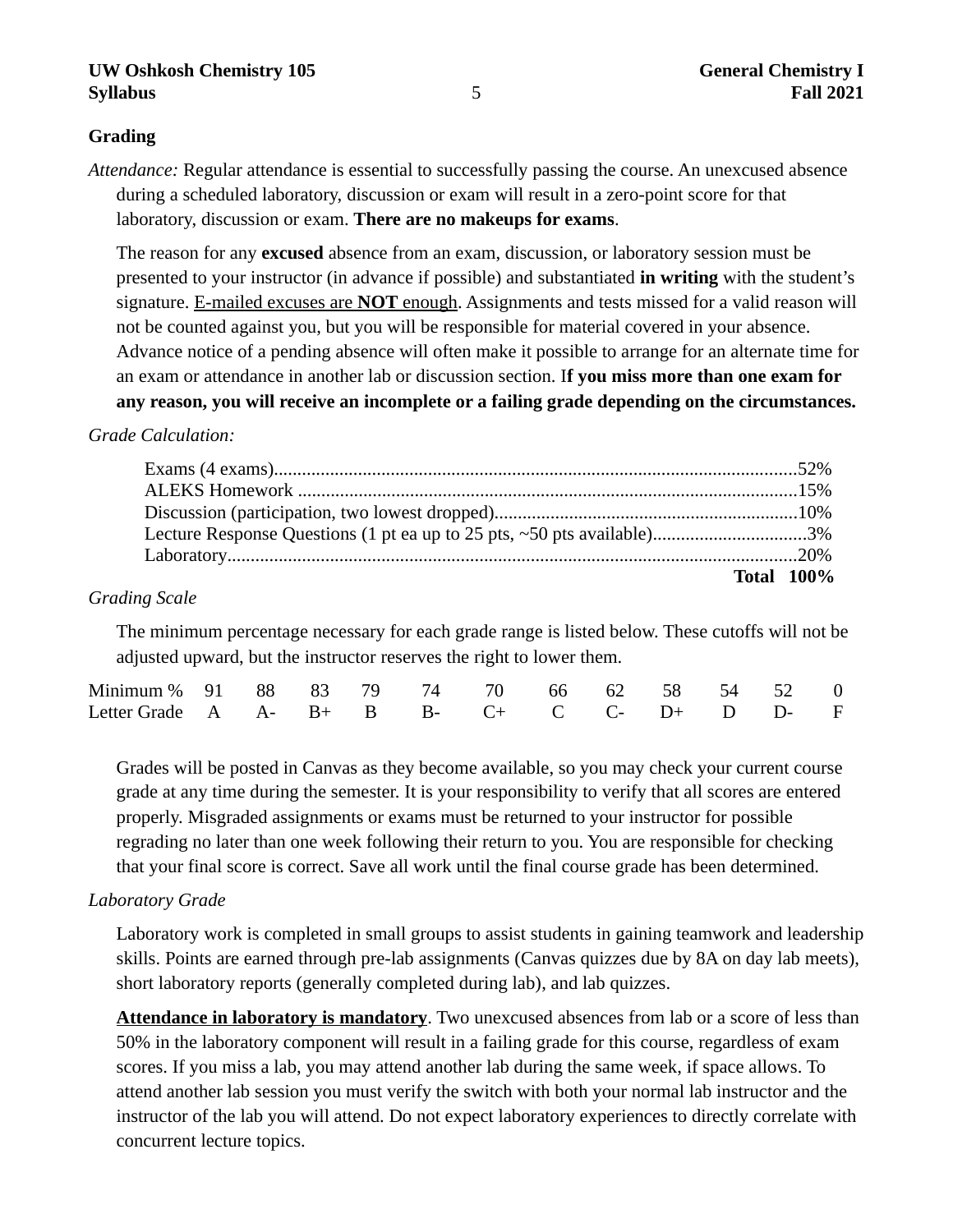## Grading

*Attendance:* Regular attendance is essential to successfully passing the course. An unexcused absence during a scheduled laboratory, discussion or exam will result in a zero-point score for that laboratory, discussion or exam. **There are no makeups for exams**.

The reason for any **excused** absence from an exam, discussion, or laboratory session must be presented to your instructor (in advance if possible) and substantiated **in writing** with the student's signature. <u>E-mailed excuses are **NOT** enough</u>. Assignments and tests missed for a valid reason will not be counted against you, but you will be responsible for material covered in your absence. Advance notice of a pending absence will often make it possible to arrange for an alternate time for an exam or attendance in another lab or discussion section. I**f you miss more than one exam for any reason, you will receive an incomplete or a failing grade depending on the circumstances.**

*Grade Calculation:*

| Component | Weight |
|---|---|
| Exams (4 exams) | 52% |
| ALEKS Homework | 15% |
| Discussion (participation, two lowest dropped) | 10% |
| Lecture Response Questions (1 pt ea up to 25 pts, ~50 pts available) | 3% |
| Laboratory | 20% |
| **Total** | **100%** |

*Grading Scale*

The minimum percentage necessary for each grade range is listed below. These cutoffs will not be adjusted upward, but the instructor reserves the right to lower them.

| Minimum % | 91 | 88 | 83 | 79 | 74 | 70 | 66 | 62 | 58 | 54 | 52 | 0 |
|---|---|---|---|---|---|---|---|---|---|---|---|---|
| Letter Grade | A | A- | B+ | B | B- | C+ | C | C- | D+ | D | D- | F |

Grades will be posted in Canvas as they become available, so you may check your current course grade at any time during the semester. It is your responsibility to verify that all scores are entered properly. Misgraded assignments or exams must be returned to your instructor for possible regrading no later than one week following their return to you. You are responsible for checking that your final score is correct. Save all work until the final course grade has been determined.

*Laboratory Grade*

Laboratory work is completed in small groups to assist students in gaining teamwork and leadership skills. Points are earned through pre-lab assignments (Canvas quizzes due by 8A on day lab meets), short laboratory reports (generally completed during lab), and lab quizzes.

**<u>Attendance in laboratory is mandatory</u>**. Two unexcused absences from lab or a score of less than 50% in the laboratory component will result in a failing grade for this course, regardless of exam scores. If you miss a lab, you may attend another lab during the same week, if space allows. To attend another lab session you must verify the switch with both your normal lab instructor and the instructor of the lab you will attend. Do not expect laboratory experiences to directly correlate with concurrent lecture topics.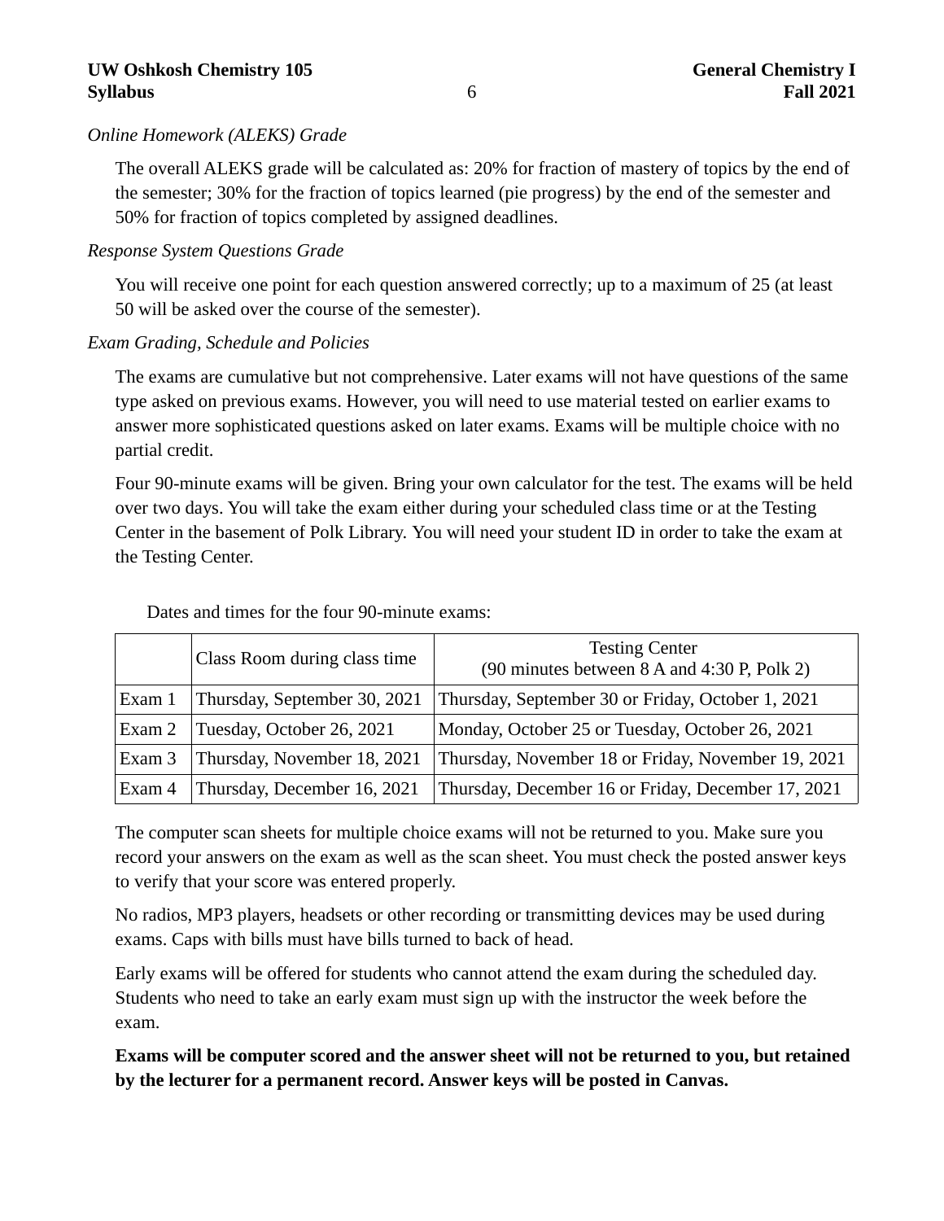*Online Homework (ALEKS) Grade*

The overall ALEKS grade will be calculated as: 20% for fraction of mastery of topics by the end of the semester; 30% for the fraction of topics learned (pie progress) by the end of the semester and 50% for fraction of topics completed by assigned deadlines.

*Response System Questions Grade*

You will receive one point for each question answered correctly; up to a maximum of 25 (at least 50 will be asked over the course of the semester).

*Exam Grading, Schedule and Policies*

The exams are cumulative but not comprehensive. Later exams will not have questions of the same type asked on previous exams. However, you will need to use material tested on earlier exams to answer more sophisticated questions asked on later exams. Exams will be multiple choice with no partial credit.

Four 90-minute exams will be given. Bring your own calculator for the test. The exams will be held over two days. You will take the exam either during your scheduled class time or at the Testing Center in the basement of Polk Library. You will need your student ID in order to take the exam at the Testing Center.

Dates and times for the four 90-minute exams:

| | Class Room during class time | Testing Center (90 minutes between 8 A and 4:30 P, Polk 2) |
|---|---|---|
| Exam 1 | Thursday, September 30, 2021 | Thursday, September 30 or Friday, October 1, 2021 |
| Exam 2 | Tuesday, October 26, 2021 | Monday, October 25 or Tuesday, October 26, 2021 |
| Exam 3 | Thursday, November 18, 2021 | Thursday, November 18 or Friday, November 19, 2021 |
| Exam 4 | Thursday, December 16, 2021 | Thursday, December 16 or Friday, December 17, 2021 |

The computer scan sheets for multiple choice exams will not be returned to you. Make sure you record your answers on the exam as well as the scan sheet. You must check the posted answer keys to verify that your score was entered properly.

No radios, MP3 players, headsets or other recording or transmitting devices may be used during exams. Caps with bills must have bills turned to back of head.

Early exams will be offered for students who cannot attend the exam during the scheduled day. Students who need to take an early exam must sign up with the instructor the week before the exam.

**Exams will be computer scored and the answer sheet will not be returned to you, but retained by the lecturer for a permanent record. Answer keys will be posted in Canvas.**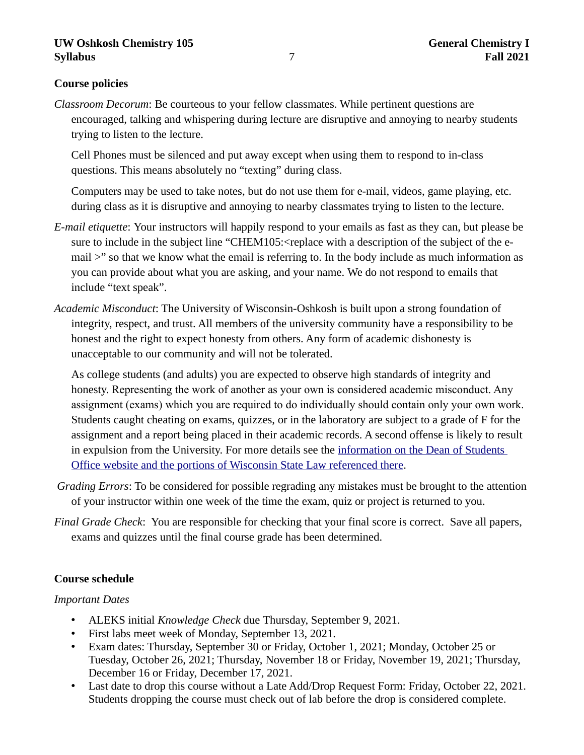## Course policies

*Classroom Decorum*: Be courteous to your fellow classmates. While pertinent questions are encouraged, talking and whispering during lecture are disruptive and annoying to nearby students trying to listen to the lecture.

Cell Phones must be silenced and put away except when using them to respond to in-class questions. This means absolutely no "texting" during class.

Computers may be used to take notes, but do not use them for e-mail, videos, game playing, etc. during class as it is disruptive and annoying to nearby classmates trying to listen to the lecture.

*E-mail etiquette*: Your instructors will happily respond to your emails as fast as they can, but please be sure to include in the subject line "CHEM105:<replace with a description of the subject of the e-mail >" so that we know what the email is referring to. In the body include as much information as you can provide about what you are asking, and your name. We do not respond to emails that include "text speak".

*Academic Misconduct*: The University of Wisconsin-Oshkosh is built upon a strong foundation of integrity, respect, and trust. All members of the university community have a responsibility to be honest and the right to expect honesty from others. Any form of academic dishonesty is unacceptable to our community and will not be tolerated.

As college students (and adults) you are expected to observe high standards of integrity and honesty. Representing the work of another as your own is considered academic misconduct. Any assignment (exams) which you are required to do individually should contain only your own work. Students caught cheating on exams, quizzes, or in the laboratory are subject to a grade of F for the assignment and a report being placed in their academic records. A second offense is likely to result in expulsion from the University. For more details see the information on the Dean of Students Office website and the portions of Wisconsin State Law referenced there.

*Grading Errors*: To be considered for possible regrading any mistakes must be brought to the attention of your instructor within one week of the time the exam, quiz or project is returned to you.

*Final Grade Check*: You are responsible for checking that your final score is correct. Save all papers, exams and quizzes until the final course grade has been determined.

## Course schedule

*Important Dates*

- ALEKS initial *Knowledge Check* due Thursday, September 9, 2021.
- First labs meet week of Monday, September 13, 2021.
- Exam dates: Thursday, September 30 or Friday, October 1, 2021; Monday, October 25 or Tuesday, October 26, 2021; Thursday, November 18 or Friday, November 19, 2021; Thursday, December 16 or Friday, December 17, 2021.
- Last date to drop this course without a Late Add/Drop Request Form: Friday, October 22, 2021. Students dropping the course must check out of lab before the drop is considered complete.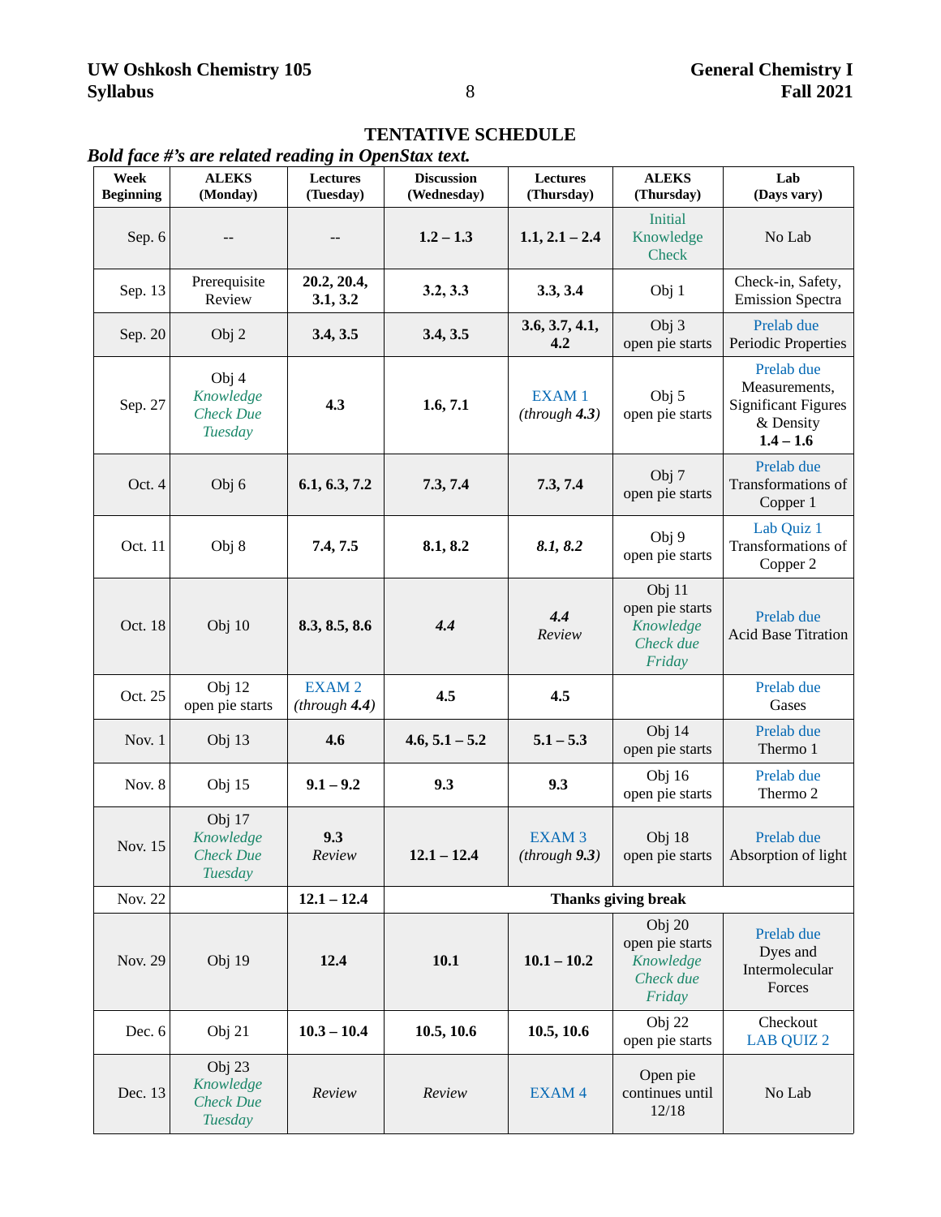## TENTATIVE SCHEDULE

***Bold face #'s are related reading in OpenStax text.***

| Week Beginning | ALEKS (Monday) | Lectures (Tuesday) | Discussion (Wednesday) | Lectures (Thursday) | ALEKS (Thursday) | Lab (Days vary) |
|---|---|---|---|---|---|---|
| Sep. 6 | -- | -- | **1.2 – 1.3** | **1.1, 2.1 – 2.4** | Initial Knowledge Check | No Lab |
| Sep. 13 | Prerequisite Review | **20.2, 20.4, 3.1, 3.2** | **3.2, 3.3** | **3.3, 3.4** | Obj 1 | Check-in, Safety, Emission Spectra |
| Sep. 20 | Obj 2 | **3.4, 3.5** | **3.4, 3.5** | **3.6, 3.7, 4.1, 4.2** | Obj 3 open pie starts | Prelab due Periodic Properties |
| Sep. 27 | Obj 4 *Knowledge Check Due Tuesday* | **4.3** | **1.6, 7.1** | EXAM 1 *(through **4.3**)* | Obj 5 open pie starts | Prelab due Measurements, Significant Figures & Density **1.4 – 1.6** |
| Oct. 4 | Obj 6 | **6.1, 6.3, 7.2** | **7.3, 7.4** | **7.3, 7.4** | Obj 7 open pie starts | Prelab due Transformations of Copper 1 |
| Oct. 11 | Obj 8 | **7.4, 7.5** | **8.1, 8.2** | ***8.1, 8.2*** | Obj 9 open pie starts | Lab Quiz 1 Transformations of Copper 2 |
| Oct. 18 | Obj 10 | **8.3, 8.5, 8.6** | ***4.4*** | ***4.4*** *Review* | Obj 11 open pie starts *Knowledge Check due Friday* | Prelab due Acid Base Titration |
| Oct. 25 | Obj 12 open pie starts | EXAM 2 *(through **4.4**)* | **4.5** | **4.5** | | Prelab due Gases |
| Nov. 1 | Obj 13 | **4.6** | **4.6, 5.1 – 5.2** | **5.1 – 5.3** | Obj 14 open pie starts | Prelab due Thermo 1 |
| Nov. 8 | Obj 15 | **9.1 – 9.2** | **9.3** | **9.3** | Obj 16 open pie starts | Prelab due Thermo 2 |
| Nov. 15 | Obj 17 *Knowledge Check Due Tuesday* | **9.3** *Review* | **12.1 – 12.4** | EXAM 3 *(through **9.3**)* | Obj 18 open pie starts | Prelab due Absorption of light |
| Nov. 22 | | **12.1 – 12.4** | **Thanks giving break** | | | |
| Nov. 29 | Obj 19 | **12.4** | **10.1** | **10.1 – 10.2** | Obj 20 open pie starts *Knowledge Check due Friday* | Prelab due Dyes and Intermolecular Forces |
| Dec. 6 | Obj 21 | **10.3 – 10.4** | **10.5, 10.6** | **10.5, 10.6** | Obj 22 open pie starts | Checkout LAB QUIZ 2 |
| Dec. 13 | Obj 23 *Knowledge Check Due Tuesday* | *Review* | *Review* | EXAM 4 | Open pie continues until 12/18 | No Lab |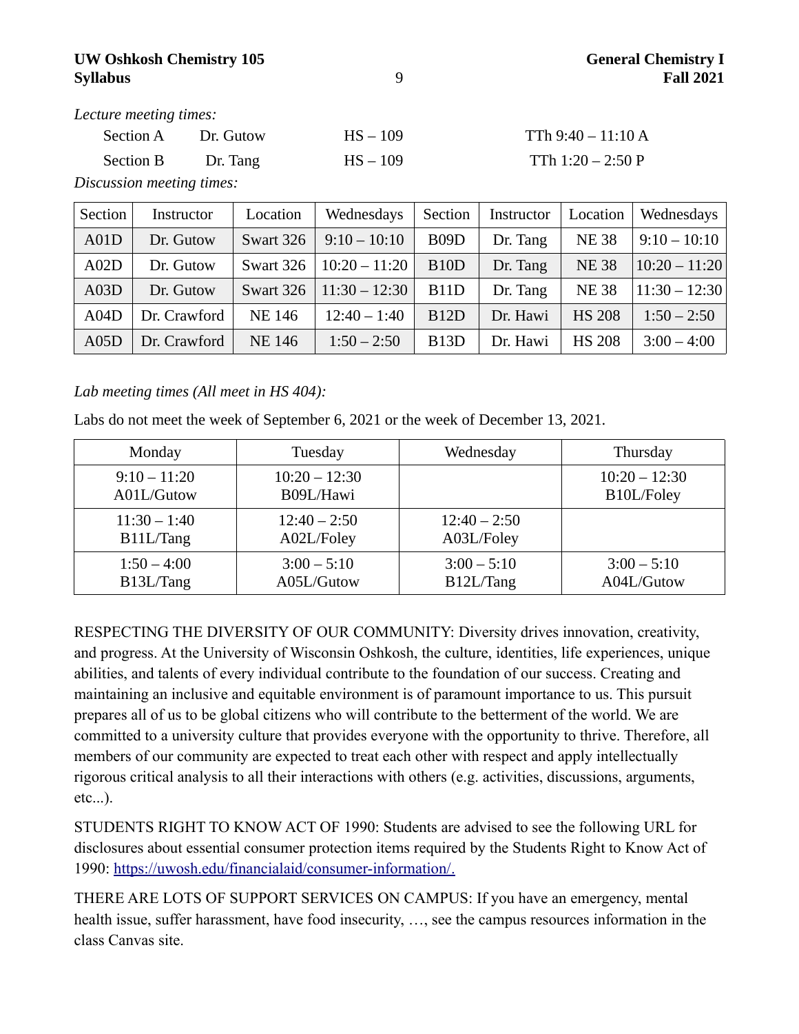*Lecture meeting times:*

| | | | |
|---|---|---|---|
| Section A | Dr. Gutow | HS – 109 | TTh 9:40 – 11:10 A |
| Section B | Dr. Tang | HS – 109 | TTh 1:20 – 2:50 P |

*Discussion meeting times:*

| Section | Instructor | Location | Wednesdays | Section | Instructor | Location | Wednesdays |
|---|---|---|---|---|---|---|---|
| A01D | Dr. Gutow | Swart 326 | 9:10 – 10:10 | B09D | Dr. Tang | NE 38 | 9:10 – 10:10 |
| A02D | Dr. Gutow | Swart 326 | 10:20 – 11:20 | B10D | Dr. Tang | NE 38 | 10:20 – 11:20 |
| A03D | Dr. Gutow | Swart 326 | 11:30 – 12:30 | B11D | Dr. Tang | NE 38 | 11:30 – 12:30 |
| A04D | Dr. Crawford | NE 146 | 12:40 – 1:40 | B12D | Dr. Hawi | HS 208 | 1:50 – 2:50 |
| A05D | Dr. Crawford | NE 146 | 1:50 – 2:50 | B13D | Dr. Hawi | HS 208 | 3:00 – 4:00 |

*Lab meeting times (All meet in HS 404):*

Labs do not meet the week of September 6, 2021 or the week of December 13, 2021.

| Monday | Tuesday | Wednesday | Thursday |
|---|---|---|---|
| 9:10 – 11:20 A01L/Gutow | 10:20 – 12:30 B09L/Hawi | | 10:20 – 12:30 B10L/Foley |
| 11:30 – 1:40 B11L/Tang | 12:40 – 2:50 A02L/Foley | 12:40 – 2:50 A03L/Foley | |
| 1:50 – 4:00 B13L/Tang | 3:00 – 5:10 A05L/Gutow | 3:00 – 5:10 B12L/Tang | 3:00 – 5:10 A04L/Gutow |

RESPECTING THE DIVERSITY OF OUR COMMUNITY: Diversity drives innovation, creativity, and progress. At the University of Wisconsin Oshkosh, the culture, identities, life experiences, unique abilities, and talents of every individual contribute to the foundation of our success. Creating and maintaining an inclusive and equitable environment is of paramount importance to us. This pursuit prepares all of us to be global citizens who will contribute to the betterment of the world. We are committed to a university culture that provides everyone with the opportunity to thrive. Therefore, all members of our community are expected to treat each other with respect and apply intellectually rigorous critical analysis to all their interactions with others (e.g. activities, discussions, arguments, etc...).

STUDENTS RIGHT TO KNOW ACT OF 1990: Students are advised to see the following URL for disclosures about essential consumer protection items required by the Students Right to Know Act of 1990: https://uwosh.edu/financialaid/consumer-information/.

THERE ARE LOTS OF SUPPORT SERVICES ON CAMPUS: If you have an emergency, mental health issue, suffer harassment, have food insecurity, …, see the campus resources information in the class Canvas site.